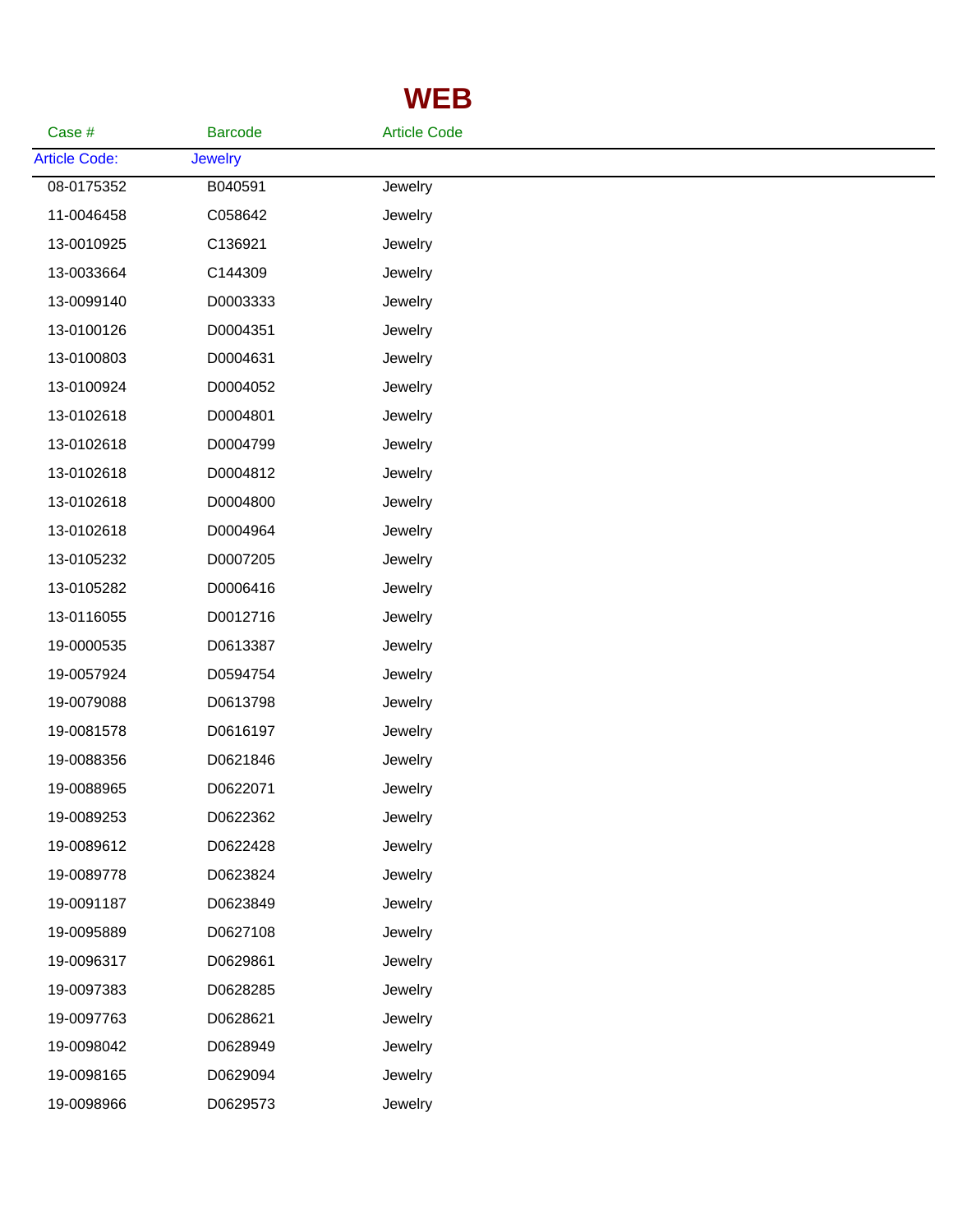# WEB

| Case # | Barcode | Article Code |
|---|---|---|
| Article Code: | Jewelry | |
| 08-0175352 | B040591 | Jewelry |
| 11-0046458 | C058642 | Jewelry |
| 13-0010925 | C136921 | Jewelry |
| 13-0033664 | C144309 | Jewelry |
| 13-0099140 | D0003333 | Jewelry |
| 13-0100126 | D0004351 | Jewelry |
| 13-0100803 | D0004631 | Jewelry |
| 13-0100924 | D0004052 | Jewelry |
| 13-0102618 | D0004801 | Jewelry |
| 13-0102618 | D0004799 | Jewelry |
| 13-0102618 | D0004812 | Jewelry |
| 13-0102618 | D0004800 | Jewelry |
| 13-0102618 | D0004964 | Jewelry |
| 13-0105232 | D0007205 | Jewelry |
| 13-0105282 | D0006416 | Jewelry |
| 13-0116055 | D0012716 | Jewelry |
| 19-0000535 | D0613387 | Jewelry |
| 19-0057924 | D0594754 | Jewelry |
| 19-0079088 | D0613798 | Jewelry |
| 19-0081578 | D0616197 | Jewelry |
| 19-0088356 | D0621846 | Jewelry |
| 19-0088965 | D0622071 | Jewelry |
| 19-0089253 | D0622362 | Jewelry |
| 19-0089612 | D0622428 | Jewelry |
| 19-0089778 | D0623824 | Jewelry |
| 19-0091187 | D0623849 | Jewelry |
| 19-0095889 | D0627108 | Jewelry |
| 19-0096317 | D0629861 | Jewelry |
| 19-0097383 | D0628285 | Jewelry |
| 19-0097763 | D0628621 | Jewelry |
| 19-0098042 | D0628949 | Jewelry |
| 19-0098165 | D0629094 | Jewelry |
| 19-0098966 | D0629573 | Jewelry |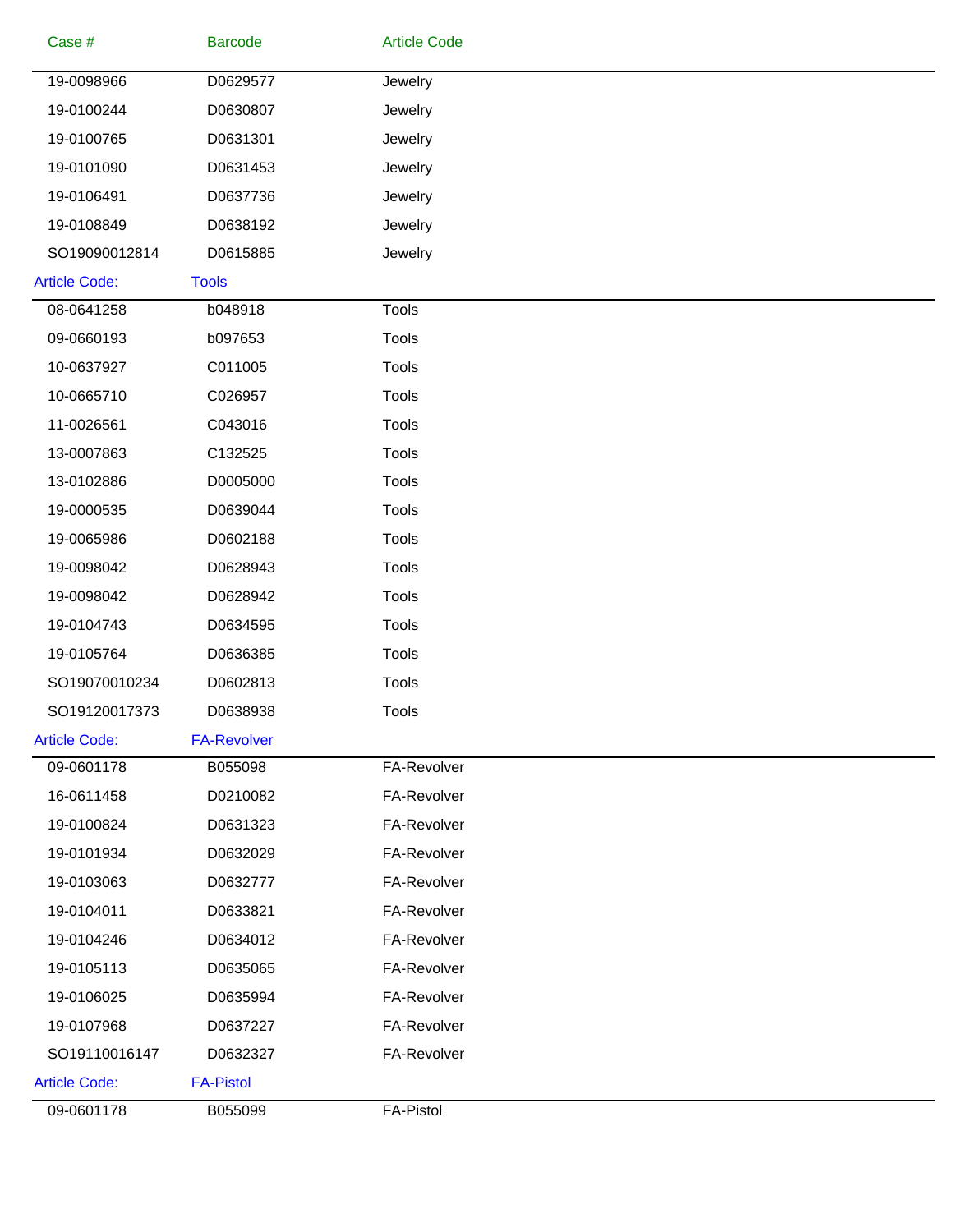| Case # | Barcode | Article Code |
|---|---|---|
| 19-0098966 | D0629577 | Jewelry |
| 19-0100244 | D0630807 | Jewelry |
| 19-0100765 | D0631301 | Jewelry |
| 19-0101090 | D0631453 | Jewelry |
| 19-0106491 | D0637736 | Jewelry |
| 19-0108849 | D0638192 | Jewelry |
| SO19090012814 | D0615885 | Jewelry |
| **Article Code:** | **Tools** | |
| 08-0641258 | b048918 | Tools |
| 09-0660193 | b097653 | Tools |
| 10-0637927 | C011005 | Tools |
| 10-0665710 | C026957 | Tools |
| 11-0026561 | C043016 | Tools |
| 13-0007863 | C132525 | Tools |
| 13-0102886 | D0005000 | Tools |
| 19-0000535 | D0639044 | Tools |
| 19-0065986 | D0602188 | Tools |
| 19-0098042 | D0628943 | Tools |
| 19-0098042 | D0628942 | Tools |
| 19-0104743 | D0634595 | Tools |
| 19-0105764 | D0636385 | Tools |
| SO19070010234 | D0602813 | Tools |
| SO19120017373 | D0638938 | Tools |
| **Article Code:** | **FA-Revolver** | |
| 09-0601178 | B055098 | FA-Revolver |
| 16-0611458 | D0210082 | FA-Revolver |
| 19-0100824 | D0631323 | FA-Revolver |
| 19-0101934 | D0632029 | FA-Revolver |
| 19-0103063 | D0632777 | FA-Revolver |
| 19-0104011 | D0633821 | FA-Revolver |
| 19-0104246 | D0634012 | FA-Revolver |
| 19-0105113 | D0635065 | FA-Revolver |
| 19-0106025 | D0635994 | FA-Revolver |
| 19-0107968 | D0637227 | FA-Revolver |
| SO19110016147 | D0632327 | FA-Revolver |
| **Article Code:** | **FA-Pistol** | |
| 09-0601178 | B055099 | FA-Pistol |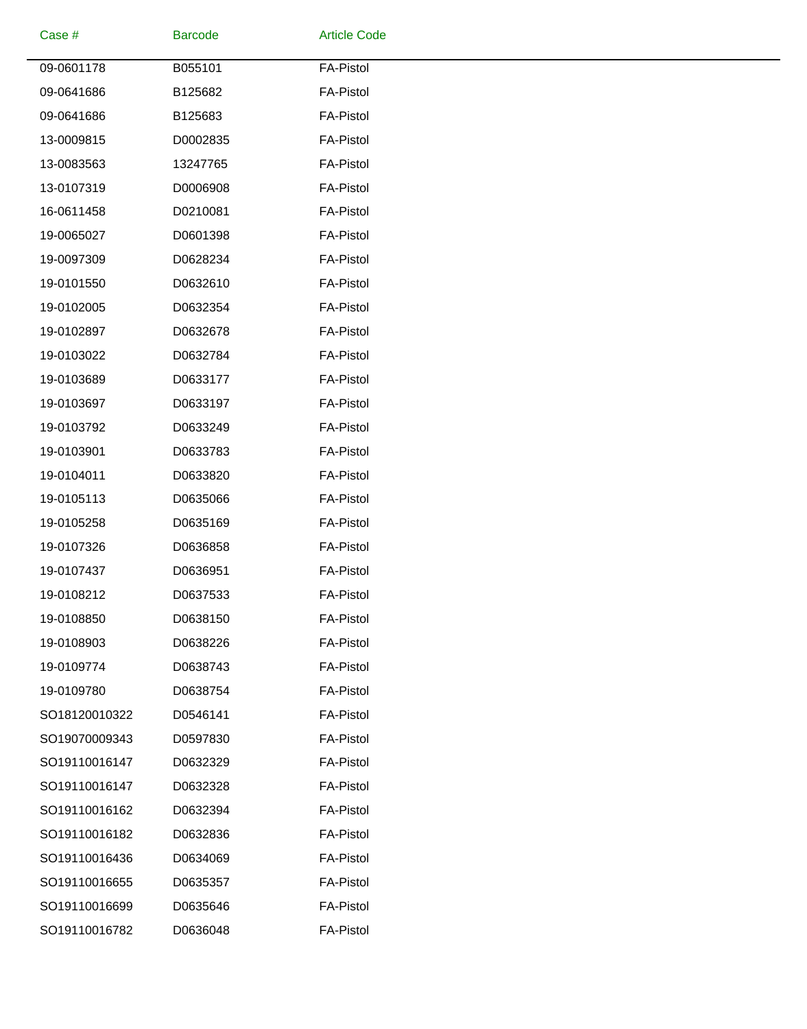| Case # | Barcode | Article Code |
|---|---|---|
| 09-0601178 | B055101 | FA-Pistol |
| 09-0641686 | B125682 | FA-Pistol |
| 09-0641686 | B125683 | FA-Pistol |
| 13-0009815 | D0002835 | FA-Pistol |
| 13-0083563 | 13247765 | FA-Pistol |
| 13-0107319 | D0006908 | FA-Pistol |
| 16-0611458 | D0210081 | FA-Pistol |
| 19-0065027 | D0601398 | FA-Pistol |
| 19-0097309 | D0628234 | FA-Pistol |
| 19-0101550 | D0632610 | FA-Pistol |
| 19-0102005 | D0632354 | FA-Pistol |
| 19-0102897 | D0632678 | FA-Pistol |
| 19-0103022 | D0632784 | FA-Pistol |
| 19-0103689 | D0633177 | FA-Pistol |
| 19-0103697 | D0633197 | FA-Pistol |
| 19-0103792 | D0633249 | FA-Pistol |
| 19-0103901 | D0633783 | FA-Pistol |
| 19-0104011 | D0633820 | FA-Pistol |
| 19-0105113 | D0635066 | FA-Pistol |
| 19-0105258 | D0635169 | FA-Pistol |
| 19-0107326 | D0636858 | FA-Pistol |
| 19-0107437 | D0636951 | FA-Pistol |
| 19-0108212 | D0637533 | FA-Pistol |
| 19-0108850 | D0638150 | FA-Pistol |
| 19-0108903 | D0638226 | FA-Pistol |
| 19-0109774 | D0638743 | FA-Pistol |
| 19-0109780 | D0638754 | FA-Pistol |
| SO18120010322 | D0546141 | FA-Pistol |
| SO19070009343 | D0597830 | FA-Pistol |
| SO19110016147 | D0632329 | FA-Pistol |
| SO19110016147 | D0632328 | FA-Pistol |
| SO19110016162 | D0632394 | FA-Pistol |
| SO19110016182 | D0632836 | FA-Pistol |
| SO19110016436 | D0634069 | FA-Pistol |
| SO19110016655 | D0635357 | FA-Pistol |
| SO19110016699 | D0635646 | FA-Pistol |
| SO19110016782 | D0636048 | FA-Pistol |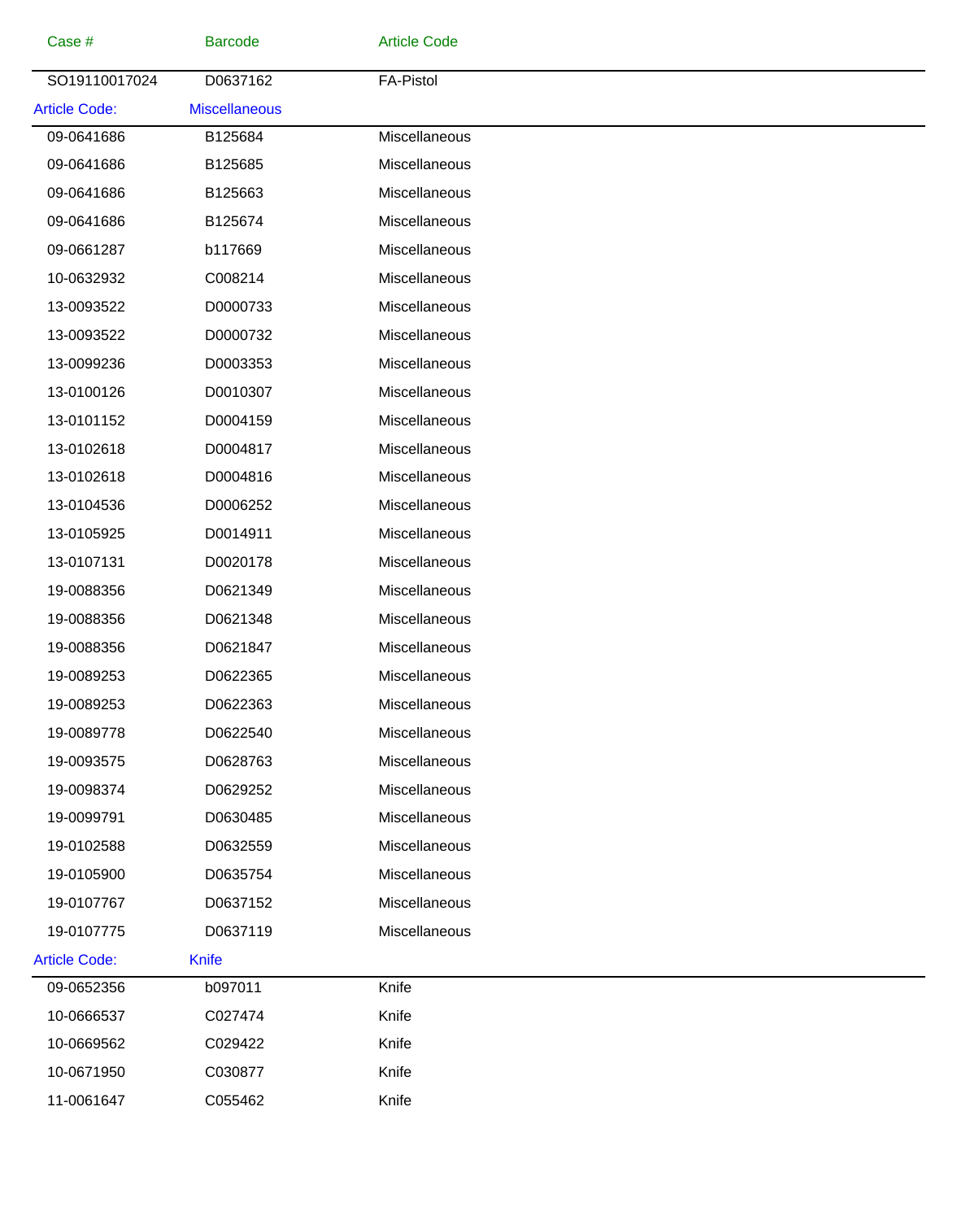| Case # | Barcode | Article Code |
|---|---|---|
| SO19110017024 | D0637162 | FA-Pistol |
| **Article Code:** | **Miscellaneous** | |
| 09-0641686 | B125684 | Miscellaneous |
| 09-0641686 | B125685 | Miscellaneous |
| 09-0641686 | B125663 | Miscellaneous |
| 09-0641686 | B125674 | Miscellaneous |
| 09-0661287 | b117669 | Miscellaneous |
| 10-0632932 | C008214 | Miscellaneous |
| 13-0093522 | D0000733 | Miscellaneous |
| 13-0093522 | D0000732 | Miscellaneous |
| 13-0099236 | D0003353 | Miscellaneous |
| 13-0100126 | D0010307 | Miscellaneous |
| 13-0101152 | D0004159 | Miscellaneous |
| 13-0102618 | D0004817 | Miscellaneous |
| 13-0102618 | D0004816 | Miscellaneous |
| 13-0104536 | D0006252 | Miscellaneous |
| 13-0105925 | D0014911 | Miscellaneous |
| 13-0107131 | D0020178 | Miscellaneous |
| 19-0088356 | D0621349 | Miscellaneous |
| 19-0088356 | D0621348 | Miscellaneous |
| 19-0088356 | D0621847 | Miscellaneous |
| 19-0089253 | D0622365 | Miscellaneous |
| 19-0089253 | D0622363 | Miscellaneous |
| 19-0089778 | D0622540 | Miscellaneous |
| 19-0093575 | D0628763 | Miscellaneous |
| 19-0098374 | D0629252 | Miscellaneous |
| 19-0099791 | D0630485 | Miscellaneous |
| 19-0102588 | D0632559 | Miscellaneous |
| 19-0105900 | D0635754 | Miscellaneous |
| 19-0107767 | D0637152 | Miscellaneous |
| 19-0107775 | D0637119 | Miscellaneous |
| **Article Code:** | **Knife** | |
| 09-0652356 | b097011 | Knife |
| 10-0666537 | C027474 | Knife |
| 10-0669562 | C029422 | Knife |
| 10-0671950 | C030877 | Knife |
| 11-0061647 | C055462 | Knife |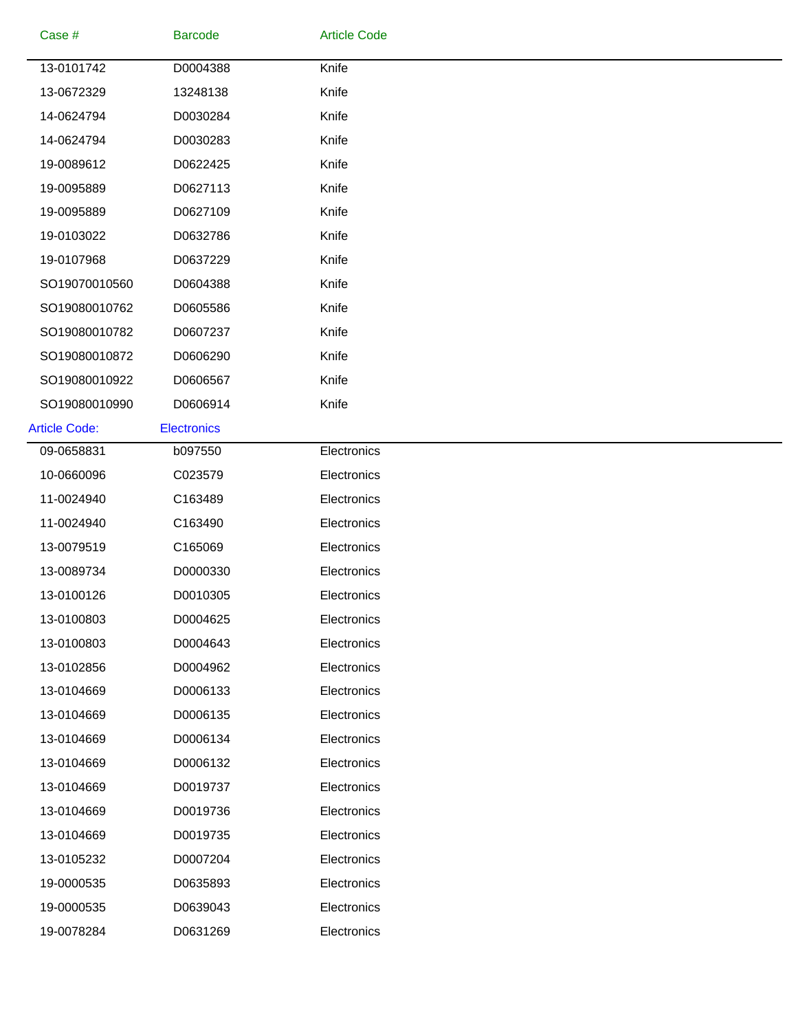| Case # | Barcode | Article Code |
| --- | --- | --- |
| 13-0101742 | D0004388 | Knife |
| 13-0672329 | 13248138 | Knife |
| 14-0624794 | D0030284 | Knife |
| 14-0624794 | D0030283 | Knife |
| 19-0089612 | D0622425 | Knife |
| 19-0095889 | D0627113 | Knife |
| 19-0095889 | D0627109 | Knife |
| 19-0103022 | D0632786 | Knife |
| 19-0107968 | D0637229 | Knife |
| SO19070010560 | D0604388 | Knife |
| SO19080010762 | D0605586 | Knife |
| SO19080010782 | D0607237 | Knife |
| SO19080010872 | D0606290 | Knife |
| SO19080010922 | D0606567 | Knife |
| SO19080010990 | D0606914 | Knife |

Article Code: Electronics

| Case # | Barcode | Article Code |
| --- | --- | --- |
| 09-0658831 | b097550 | Electronics |
| 10-0660096 | C023579 | Electronics |
| 11-0024940 | C163489 | Electronics |
| 11-0024940 | C163490 | Electronics |
| 13-0079519 | C165069 | Electronics |
| 13-0089734 | D0000330 | Electronics |
| 13-0100126 | D0010305 | Electronics |
| 13-0100803 | D0004625 | Electronics |
| 13-0100803 | D0004643 | Electronics |
| 13-0102856 | D0004962 | Electronics |
| 13-0104669 | D0006133 | Electronics |
| 13-0104669 | D0006135 | Electronics |
| 13-0104669 | D0006134 | Electronics |
| 13-0104669 | D0006132 | Electronics |
| 13-0104669 | D0019737 | Electronics |
| 13-0104669 | D0019736 | Electronics |
| 13-0104669 | D0019735 | Electronics |
| 13-0105232 | D0007204 | Electronics |
| 19-0000535 | D0635893 | Electronics |
| 19-0000535 | D0639043 | Electronics |
| 19-0078284 | D0631269 | Electronics |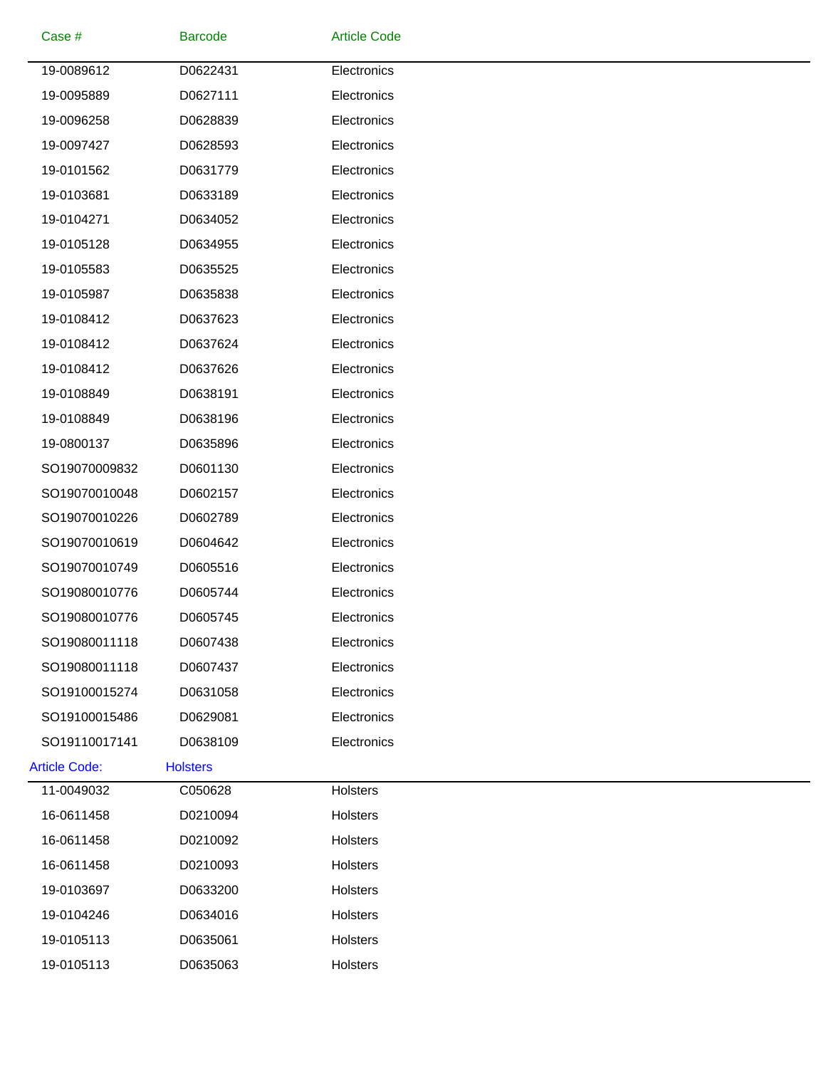| Case # | Barcode | Article Code |
|---|---|---|
| 19-0089612 | D0622431 | Electronics |
| 19-0095889 | D0627111 | Electronics |
| 19-0096258 | D0628839 | Electronics |
| 19-0097427 | D0628593 | Electronics |
| 19-0101562 | D0631779 | Electronics |
| 19-0103681 | D0633189 | Electronics |
| 19-0104271 | D0634052 | Electronics |
| 19-0105128 | D0634955 | Electronics |
| 19-0105583 | D0635525 | Electronics |
| 19-0105987 | D0635838 | Electronics |
| 19-0108412 | D0637623 | Electronics |
| 19-0108412 | D0637624 | Electronics |
| 19-0108412 | D0637626 | Electronics |
| 19-0108849 | D0638191 | Electronics |
| 19-0108849 | D0638196 | Electronics |
| 19-0800137 | D0635896 | Electronics |
| SO19070009832 | D0601130 | Electronics |
| SO19070010048 | D0602157 | Electronics |
| SO19070010226 | D0602789 | Electronics |
| SO19070010619 | D0604642 | Electronics |
| SO19070010749 | D0605516 | Electronics |
| SO19080010776 | D0605744 | Electronics |
| SO19080010776 | D0605745 | Electronics |
| SO19080011118 | D0607438 | Electronics |
| SO19080011118 | D0607437 | Electronics |
| SO19100015274 | D0631058 | Electronics |
| SO19100015486 | D0629081 | Electronics |
| SO19110017141 | D0638109 | Electronics |

Article Code: Holsters

| Case # | Barcode | Article Code |
|---|---|---|
| 11-0049032 | C050628 | Holsters |
| 16-0611458 | D0210094 | Holsters |
| 16-0611458 | D0210092 | Holsters |
| 16-0611458 | D0210093 | Holsters |
| 19-0103697 | D0633200 | Holsters |
| 19-0104246 | D0634016 | Holsters |
| 19-0105113 | D0635061 | Holsters |
| 19-0105113 | D0635063 | Holsters |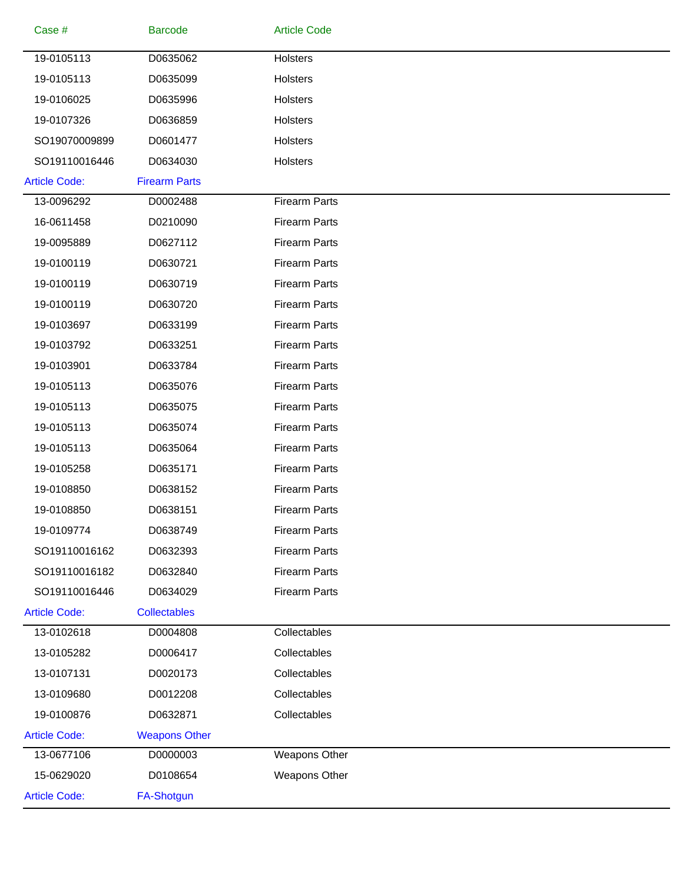| Case # | Barcode | Article Code |
| --- | --- | --- |
| 19-0105113 | D0635062 | Holsters |
| 19-0105113 | D0635099 | Holsters |
| 19-0106025 | D0635996 | Holsters |
| 19-0107326 | D0636859 | Holsters |
| SO19070009899 | D0601477 | Holsters |
| SO19110016446 | D0634030 | Holsters |
| Article Code: | Firearm Parts | |
| 13-0096292 | D0002488 | Firearm Parts |
| 16-0611458 | D0210090 | Firearm Parts |
| 19-0095889 | D0627112 | Firearm Parts |
| 19-0100119 | D0630721 | Firearm Parts |
| 19-0100119 | D0630719 | Firearm Parts |
| 19-0100119 | D0630720 | Firearm Parts |
| 19-0103697 | D0633199 | Firearm Parts |
| 19-0103792 | D0633251 | Firearm Parts |
| 19-0103901 | D0633784 | Firearm Parts |
| 19-0105113 | D0635076 | Firearm Parts |
| 19-0105113 | D0635075 | Firearm Parts |
| 19-0105113 | D0635074 | Firearm Parts |
| 19-0105113 | D0635064 | Firearm Parts |
| 19-0105258 | D0635171 | Firearm Parts |
| 19-0108850 | D0638152 | Firearm Parts |
| 19-0108850 | D0638151 | Firearm Parts |
| 19-0109774 | D0638749 | Firearm Parts |
| SO19110016162 | D0632393 | Firearm Parts |
| SO19110016182 | D0632840 | Firearm Parts |
| SO19110016446 | D0634029 | Firearm Parts |
| Article Code: | Collectables | |
| 13-0102618 | D0004808 | Collectables |
| 13-0105282 | D0006417 | Collectables |
| 13-0107131 | D0020173 | Collectables |
| 13-0109680 | D0012208 | Collectables |
| 19-0100876 | D0632871 | Collectables |
| Article Code: | Weapons Other | |
| 13-0677106 | D0000003 | Weapons Other |
| 15-0629020 | D0108654 | Weapons Other |
| Article Code: | FA-Shotgun | |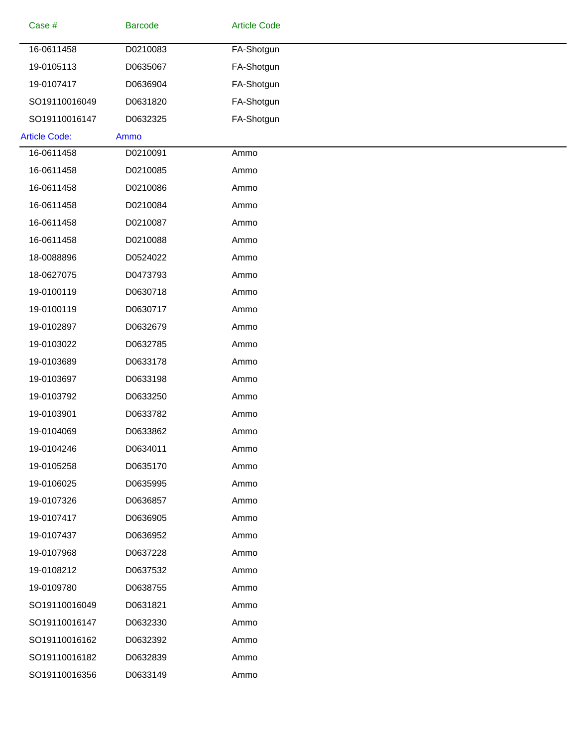| Case # | Barcode | Article Code |
|---|---|---|
| 16-0611458 | D0210083 | FA-Shotgun |
| 19-0105113 | D0635067 | FA-Shotgun |
| 19-0107417 | D0636904 | FA-Shotgun |
| SO19110016049 | D0631820 | FA-Shotgun |
| SO19110016147 | D0632325 | FA-Shotgun |

Article Code: Ammo

| Case # | Barcode | Article Code |
|---|---|---|
| 16-0611458 | D0210091 | Ammo |
| 16-0611458 | D0210085 | Ammo |
| 16-0611458 | D0210086 | Ammo |
| 16-0611458 | D0210084 | Ammo |
| 16-0611458 | D0210087 | Ammo |
| 16-0611458 | D0210088 | Ammo |
| 18-0088896 | D0524022 | Ammo |
| 18-0627075 | D0473793 | Ammo |
| 19-0100119 | D0630718 | Ammo |
| 19-0100119 | D0630717 | Ammo |
| 19-0102897 | D0632679 | Ammo |
| 19-0103022 | D0632785 | Ammo |
| 19-0103689 | D0633178 | Ammo |
| 19-0103697 | D0633198 | Ammo |
| 19-0103792 | D0633250 | Ammo |
| 19-0103901 | D0633782 | Ammo |
| 19-0104069 | D0633862 | Ammo |
| 19-0104246 | D0634011 | Ammo |
| 19-0105258 | D0635170 | Ammo |
| 19-0106025 | D0635995 | Ammo |
| 19-0107326 | D0636857 | Ammo |
| 19-0107417 | D0636905 | Ammo |
| 19-0107437 | D0636952 | Ammo |
| 19-0107968 | D0637228 | Ammo |
| 19-0108212 | D0637532 | Ammo |
| 19-0109780 | D0638755 | Ammo |
| SO19110016049 | D0631821 | Ammo |
| SO19110016147 | D0632330 | Ammo |
| SO19110016162 | D0632392 | Ammo |
| SO19110016182 | D0632839 | Ammo |
| SO19110016356 | D0633149 | Ammo |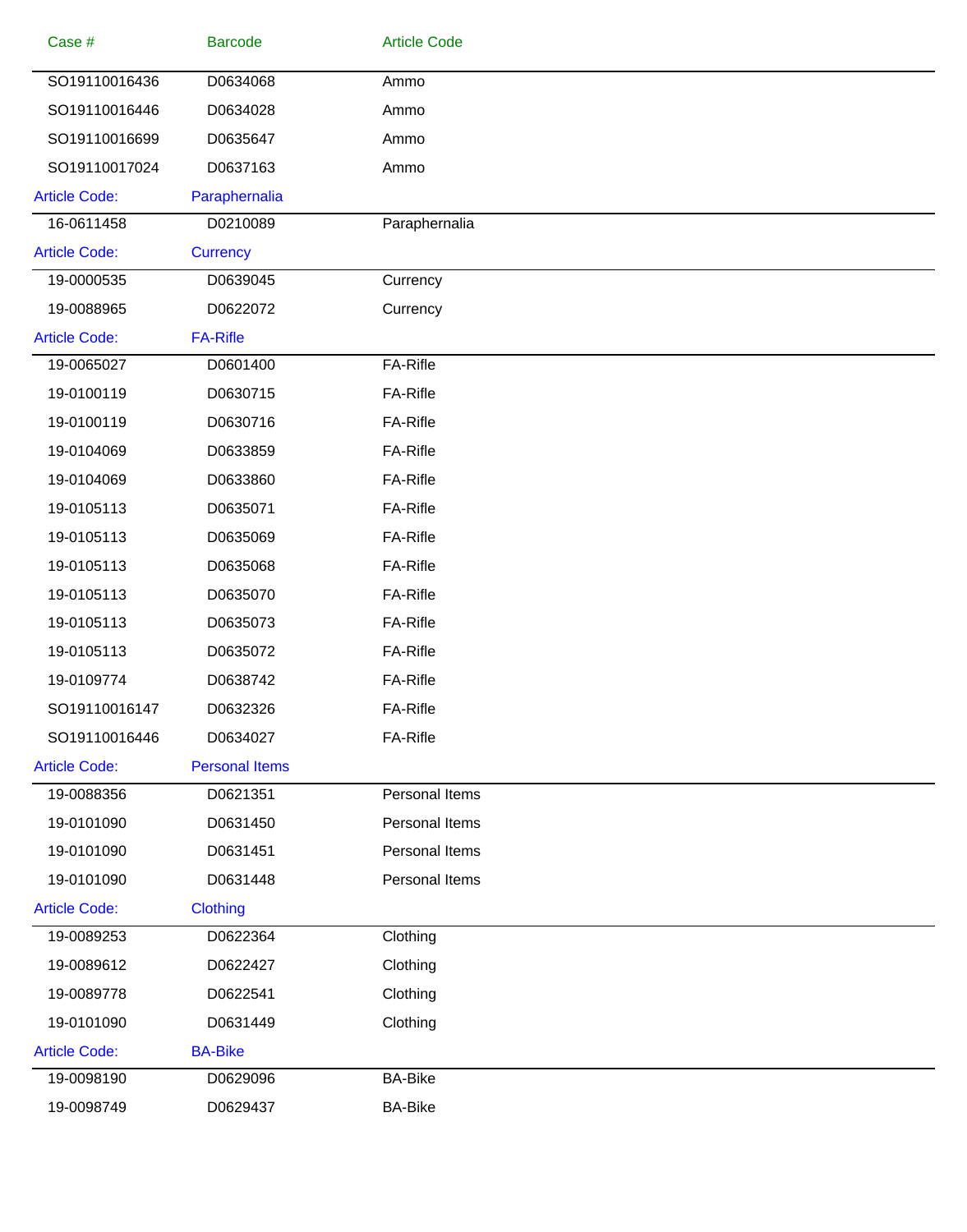| Case # | Barcode | Article Code |
|---|---|---|
| SO19110016436 | D0634068 | Ammo |
| SO19110016446 | D0634028 | Ammo |
| SO19110016699 | D0635647 | Ammo |
| SO19110017024 | D0637163 | Ammo |
| **Article Code:** | **Paraphernalia** | |
| 16-0611458 | D0210089 | Paraphernalia |
| **Article Code:** | **Currency** | |
| 19-0000535 | D0639045 | Currency |
| 19-0088965 | D0622072 | Currency |
| **Article Code:** | **FA-Rifle** | |
| 19-0065027 | D0601400 | FA-Rifle |
| 19-0100119 | D0630715 | FA-Rifle |
| 19-0100119 | D0630716 | FA-Rifle |
| 19-0104069 | D0633859 | FA-Rifle |
| 19-0104069 | D0633860 | FA-Rifle |
| 19-0105113 | D0635071 | FA-Rifle |
| 19-0105113 | D0635069 | FA-Rifle |
| 19-0105113 | D0635068 | FA-Rifle |
| 19-0105113 | D0635070 | FA-Rifle |
| 19-0105113 | D0635073 | FA-Rifle |
| 19-0105113 | D0635072 | FA-Rifle |
| 19-0109774 | D0638742 | FA-Rifle |
| SO19110016147 | D0632326 | FA-Rifle |
| SO19110016446 | D0634027 | FA-Rifle |
| **Article Code:** | **Personal Items** | |
| 19-0088356 | D0621351 | Personal Items |
| 19-0101090 | D0631450 | Personal Items |
| 19-0101090 | D0631451 | Personal Items |
| 19-0101090 | D0631448 | Personal Items |
| **Article Code:** | **Clothing** | |
| 19-0089253 | D0622364 | Clothing |
| 19-0089612 | D0622427 | Clothing |
| 19-0089778 | D0622541 | Clothing |
| 19-0101090 | D0631449 | Clothing |
| **Article Code:** | **BA-Bike** | |
| 19-0098190 | D0629096 | BA-Bike |
| 19-0098749 | D0629437 | BA-Bike |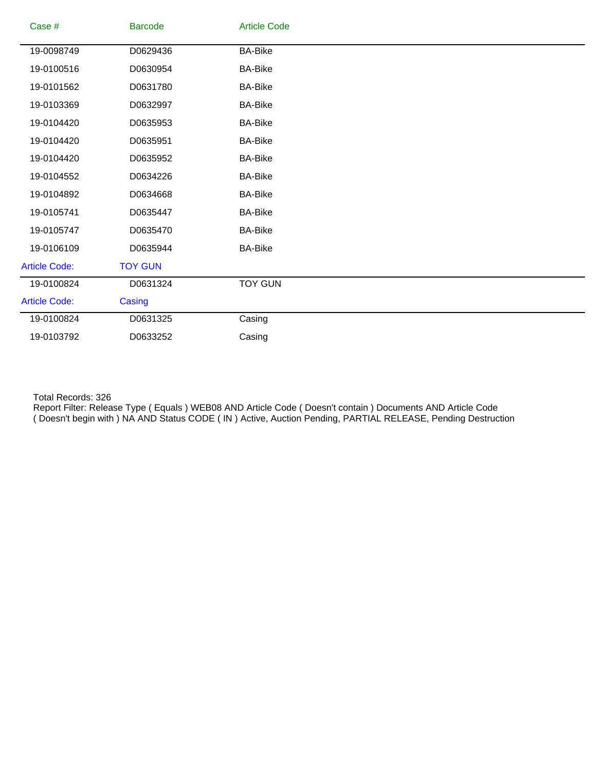| Case # | Barcode | Article Code |
|---|---|---|
| 19-0098749 | D0629436 | BA-Bike |
| 19-0100516 | D0630954 | BA-Bike |
| 19-0101562 | D0631780 | BA-Bike |
| 19-0103369 | D0632997 | BA-Bike |
| 19-0104420 | D0635953 | BA-Bike |
| 19-0104420 | D0635951 | BA-Bike |
| 19-0104420 | D0635952 | BA-Bike |
| 19-0104552 | D0634226 | BA-Bike |
| 19-0104892 | D0634668 | BA-Bike |
| 19-0105741 | D0635447 | BA-Bike |
| 19-0105747 | D0635470 | BA-Bike |
| 19-0106109 | D0635944 | BA-Bike |
| **Article Code:** | **TOY GUN** | |
| 19-0100824 | D0631324 | TOY GUN |
| **Article Code:** | **Casing** | |
| 19-0100824 | D0631325 | Casing |
| 19-0103792 | D0633252 | Casing |

Total Records: 326

Report Filter: Release Type ( Equals ) WEB08 AND Article Code ( Doesn't contain ) Documents AND Article Code ( Doesn't begin with ) NA AND Status CODE ( IN ) Active, Auction Pending, PARTIAL RELEASE, Pending Destruction